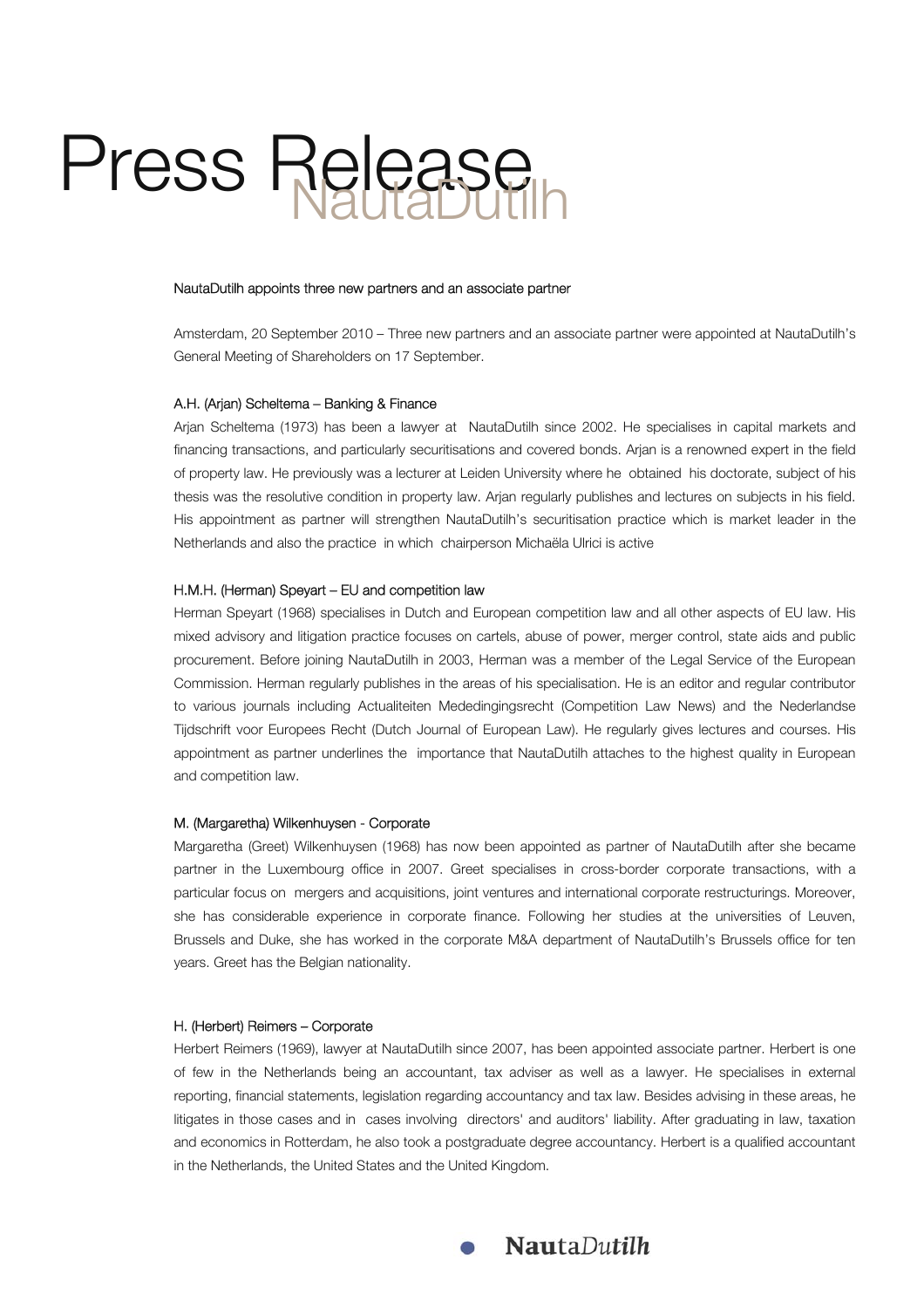# Press Release NautaDutilh

NautaDutilh appoints three new partners and an associate partner

Amsterdam, 20 September 2010 – Three new partners and an associate partner were appointed at NautaDutilh's General Meeting of Shareholders on 17 September.

### A.H. (Arjan) Scheltema – Banking & Finance

Arjan Scheltema (1973) has been a lawyer at NautaDutilh since 2002. He specialises in capital markets and financing transactions, and particularly securitisations and covered bonds. Arjan is a renowned expert in the field of property law. He previously was a lecturer at Leiden University where he obtained his doctorate, subject of his thesis was the resolutive condition in property law. Arjan regularly publishes and lectures on subjects in his field. His appointment as partner will strengthen NautaDutilh's securitisation practice which is market leader in the Netherlands and also the practice in which chairperson Michaëla Ulrici is active

### H.M.H. (Herman) Speyart – EU and competition law

Herman Speyart (1968) specialises in Dutch and European competition law and all other aspects of EU law. His mixed advisory and litigation practice focuses on cartels, abuse of power, merger control, state aids and public procurement. Before joining NautaDutilh in 2003, Herman was a member of the Legal Service of the European Commission. Herman regularly publishes in the areas of his specialisation. He is an editor and regular contributor to various journals including Actualiteiten Mededingingsrecht (Competition Law News) and the Nederlandse Tijdschrift voor Europees Recht (Dutch Journal of European Law). He regularly gives lectures and courses. His appointment as partner underlines the importance that NautaDutilh attaches to the highest quality in European and competition law.

### M. (Margaretha) Wilkenhuysen - Corporate

Margaretha (Greet) Wilkenhuysen (1968) has now been appointed as partner of NautaDutilh after she became partner in the Luxembourg office in 2007. Greet specialises in cross-border corporate transactions, with a particular focus on mergers and acquisitions, joint ventures and international corporate restructurings. Moreover, she has considerable experience in corporate finance. Following her studies at the universities of Leuven, Brussels and Duke, she has worked in the corporate M&A department of NautaDutilh's Brussels office for ten years. Greet has the Belgian nationality.

### H. (Herbert) Reimers – Corporate

Herbert Reimers (1969), lawyer at NautaDutilh since 2007, has been appointed associate partner. Herbert is one of few in the Netherlands being an accountant, tax adviser as well as a lawyer. He specialises in external reporting, financial statements, legislation regarding accountancy and tax law. Besides advising in these areas, he litigates in those cases and in cases involving directors' and auditors' liability. After graduating in law, taxation and economics in Rotterdam, he also took a postgraduate degree accountancy. Herbert is a qualified accountant in the Netherlands, the United States and the United Kingdom.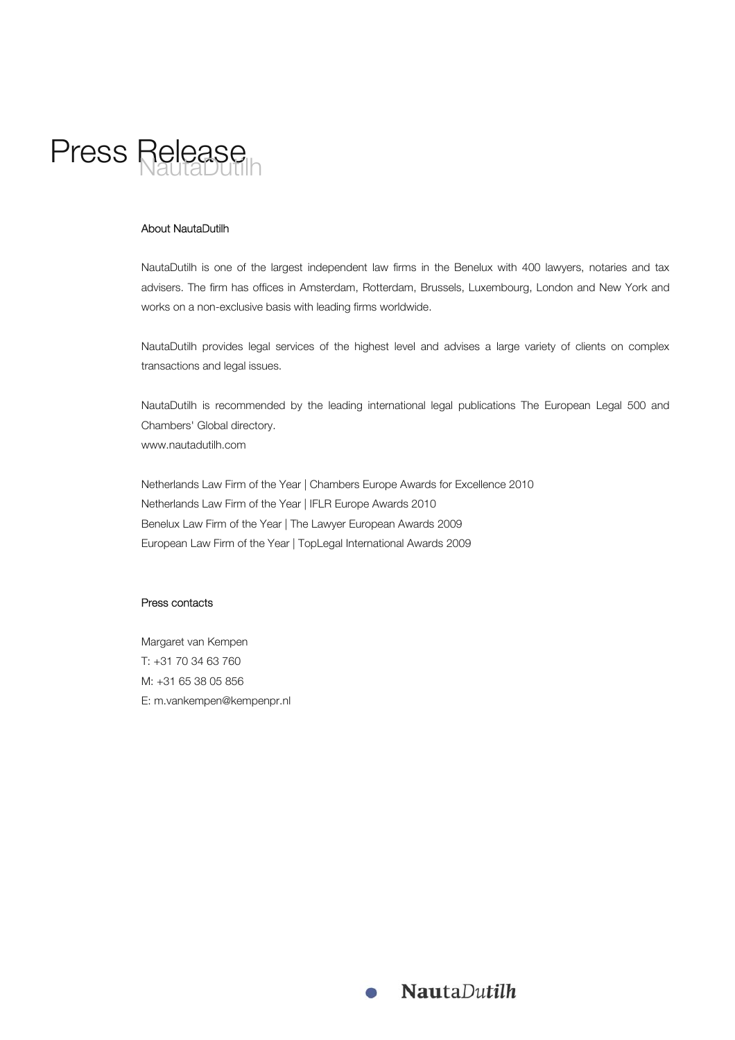# Press Release

NautaDutilh

### About NautaDutilh

NautaDutilh is one of the largest independent law firms in the Benelux with 400 lawyers, notaries and tax advisers. The firm has offices in Amsterdam, Rotterdam, Brussels, Luxembourg, London and New York and works on a non-exclusive basis with leading firms worldwide.

NautaDutilh provides legal services of the highest level and advises a large variety of clients on complex transactions and legal issues.

NautaDutilh is recommended by the leading international legal publications The European Legal 500 and Chambers' Global directory.
www.nautadutilh.com

Netherlands Law Firm of the Year | Chambers Europe Awards for Excellence 2010
Netherlands Law Firm of the Year | IFLR Europe Awards 2010
Benelux Law Firm of the Year | The Lawyer European Awards 2009
European Law Firm of the Year | TopLegal International Awards 2009

### Press contacts

Margaret van Kempen
T: +31 70 34 63 760
M: +31 65 38 05 856
E: m.vankempen@kempenpr.nl